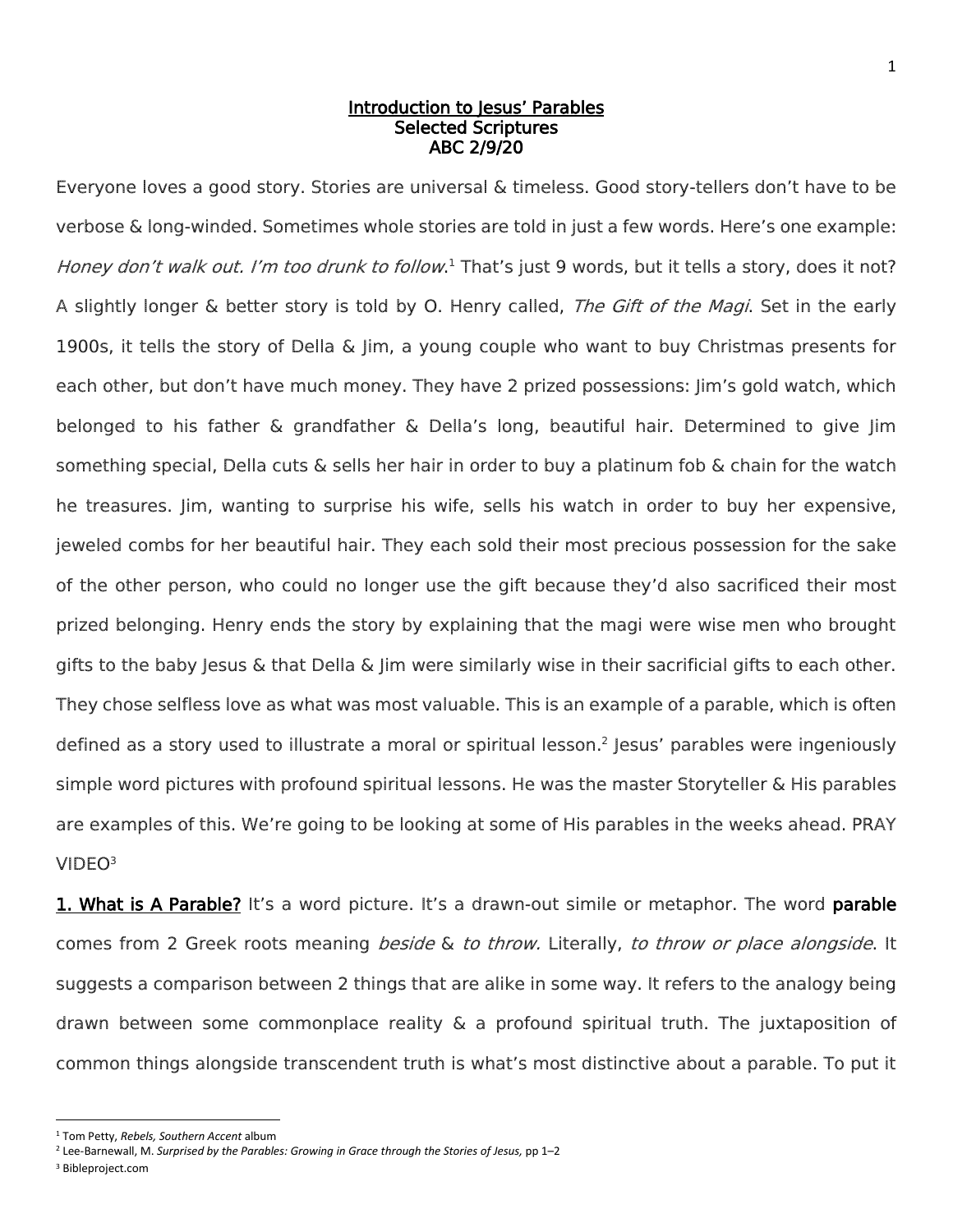# Introduction to Jesus' Parables

## Selected Scriptures

## ABC 2/9/20

Everyone loves a good story. Stories are universal & timeless. Good story-tellers don't have to be verbose & long-winded. Sometimes whole stories are told in just a few words. Here's one example: *Honey don't walk out. I'm too drunk to follow*.[1] That's just 9 words, but it tells a story, does it not? A slightly longer & better story is told by O. Henry called, *The Gift of the Magi*. Set in the early 1900s, it tells the story of Della & Jim, a young couple who want to buy Christmas presents for each other, but don't have much money. They have 2 prized possessions: Jim's gold watch, which belonged to his father & grandfather & Della's long, beautiful hair. Determined to give Jim something special, Della cuts & sells her hair in order to buy a platinum fob & chain for the watch he treasures. Jim, wanting to surprise his wife, sells his watch in order to buy her expensive, jeweled combs for her beautiful hair. They each sold their most precious possession for the sake of the other person, who could no longer use the gift because they'd also sacrificed their most prized belonging. Henry ends the story by explaining that the magi were wise men who brought gifts to the baby Jesus & that Della & Jim were similarly wise in their sacrificial gifts to each other. They chose selfless love as what was most valuable. This is an example of a parable, which is often defined as a story used to illustrate a moral or spiritual lesson.[2] Jesus' parables were ingeniously simple word pictures with profound spiritual lessons. He was the master Storyteller & His parables are examples of this. We're going to be looking at some of His parables in the weeks ahead. PRAY VIDEO[3]

**1. What is A Parable?** It's a word picture. It's a drawn-out simile or metaphor. The word **parable** comes from 2 Greek roots meaning *beside* & *to throw.* Literally, *to throw or place alongside*. It suggests a comparison between 2 things that are alike in some way. It refers to the analogy being drawn between some commonplace reality & a profound spiritual truth. The juxtaposition of common things alongside transcendent truth is what's most distinctive about a parable. To put it

---

[1] Tom Petty, *Rebels, Southern Accent* album

[2] Lee-Barnewall, M. *Surprised by the Parables: Growing in Grace through the Stories of Jesus,* pp 1–2

[3] Bibleproject.com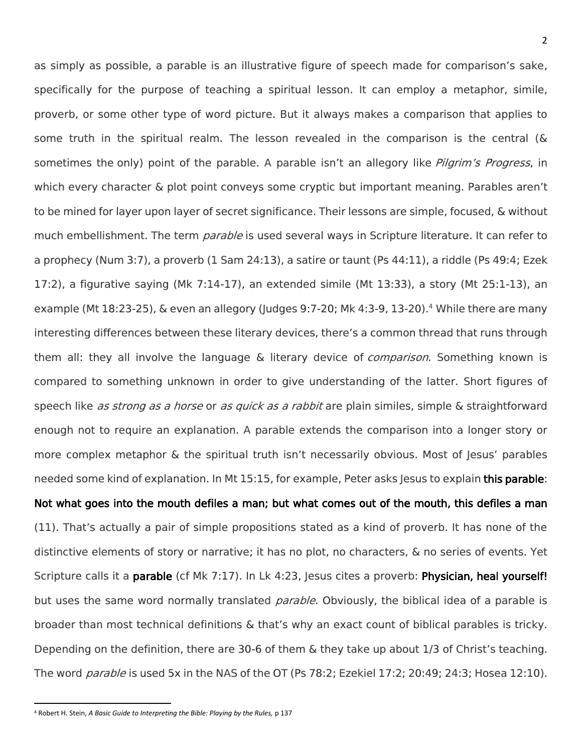as simply as possible, a parable is an illustrative figure of speech made for comparison's sake, specifically for the purpose of teaching a spiritual lesson. It can employ a metaphor, simile, proverb, or some other type of word picture. But it always makes a comparison that applies to some truth in the spiritual realm. The lesson revealed in the comparison is the central (& sometimes the only) point of the parable. A parable isn't an allegory like *Pilgrim's Progress*, in which every character & plot point conveys some cryptic but important meaning. Parables aren't to be mined for layer upon layer of secret significance. Their lessons are simple, focused, & without much embellishment. The term *parable* is used several ways in Scripture literature. It can refer to a prophecy (Num 3:7), a proverb (1 Sam 24:13), a satire or taunt (Ps 44:11), a riddle (Ps 49:4; Ezek 17:2), a figurative saying (Mk 7:14-17), an extended simile (Mt 13:33), a story (Mt 25:1-13), an example (Mt 18:23-25), & even an allegory (Judges 9:7-20; Mk 4:3-9, 13-20).[4] While there are many interesting differences between these literary devices, there's a common thread that runs through them all: they all involve the language & literary device of *comparison*. Something known is compared to something unknown in order to give understanding of the latter. Short figures of speech like *as strong as a horse* or *as quick as a rabbit* are plain similes, simple & straightforward enough not to require an explanation. A parable extends the comparison into a longer story or more complex metaphor & the spiritual truth isn't necessarily obvious. Most of Jesus' parables needed some kind of explanation. In Mt 15:15, for example, Peter asks Jesus to explain **this parable**: **Not what goes into the mouth defiles a man; but what comes out of the mouth, this defiles a man** (11). That's actually a pair of simple propositions stated as a kind of proverb. It has none of the distinctive elements of story or narrative; it has no plot, no characters, & no series of events. Yet Scripture calls it a **parable** (cf Mk 7:17). In Lk 4:23, Jesus cites a proverb: **Physician, heal yourself!** but uses the same word normally translated *parable*. Obviously, the biblical idea of a parable is broader than most technical definitions & that's why an exact count of biblical parables is tricky. Depending on the definition, there are 30-6 of them & they take up about 1/3 of Christ's teaching. The word *parable* is used 5x in the NAS of the OT (Ps 78:2; Ezekiel 17:2; 20:49; 24:3; Hosea 12:10).

---

[4] Robert H. Stein, *A Basic Guide to Interpreting the Bible: Playing by the Rules,* p 137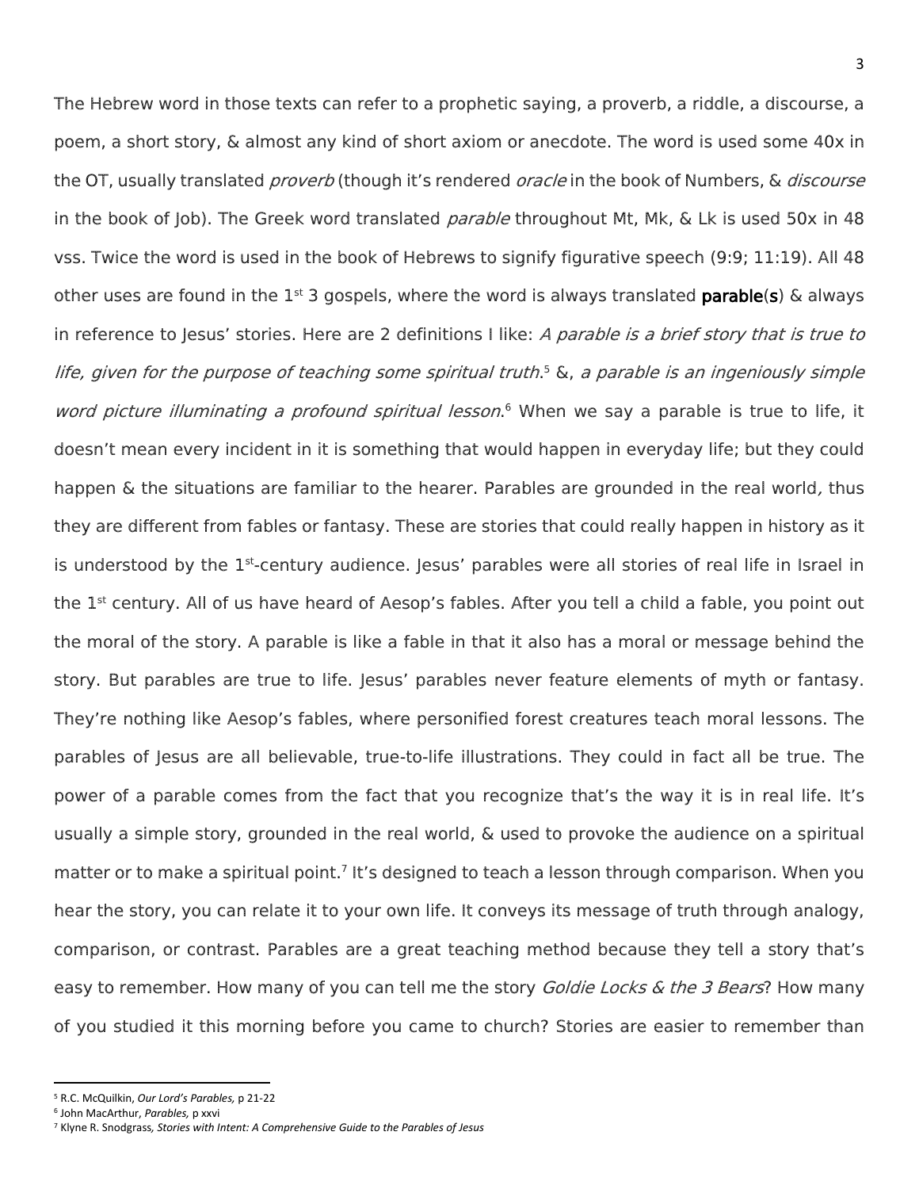The Hebrew word in those texts can refer to a prophetic saying, a proverb, a riddle, a discourse, a poem, a short story, & almost any kind of short axiom or anecdote. The word is used some 40x in the OT, usually translated *proverb* (though it's rendered *oracle* in the book of Numbers, & *discourse* in the book of Job). The Greek word translated *parable* throughout Mt, Mk, & Lk is used 50x in 48 vss. Twice the word is used in the book of Hebrews to signify figurative speech (9:9; 11:19). All 48 other uses are found in the 1st 3 gospels, where the word is always translated **parable(s)** & always in reference to Jesus' stories. Here are 2 definitions I like: *A parable is a brief story that is true to life, given for the purpose of teaching some spiritual truth*.[5] &, *a parable is an ingeniously simple word picture illuminating a profound spiritual lesson*.[6] When we say a parable is true to life, it doesn't mean every incident in it is something that would happen in everyday life; but they could happen & the situations are familiar to the hearer. Parables are grounded in the real world, thus they are different from fables or fantasy. These are stories that could really happen in history as it is understood by the 1st-century audience. Jesus' parables were all stories of real life in Israel in the 1st century. All of us have heard of Aesop's fables. After you tell a child a fable, you point out the moral of the story. A parable is like a fable in that it also has a moral or message behind the story. But parables are true to life. Jesus' parables never feature elements of myth or fantasy. They're nothing like Aesop's fables, where personified forest creatures teach moral lessons. The parables of Jesus are all believable, true-to-life illustrations. They could in fact all be true. The power of a parable comes from the fact that you recognize that's the way it is in real life. It's usually a simple story, grounded in the real world, & used to provoke the audience on a spiritual matter or to make a spiritual point.[7] It's designed to teach a lesson through comparison. When you hear the story, you can relate it to your own life. It conveys its message of truth through analogy, comparison, or contrast. Parables are a great teaching method because they tell a story that's easy to remember. How many of you can tell me the story *Goldie Locks & the 3 Bears*? How many of you studied it this morning before you came to church? Stories are easier to remember than

---

[5] R.C. McQuilkin, *Our Lord's Parables,* p 21-22

[6] John MacArthur, *Parables,* p xxvi

[7] Klyne R. Snodgrass, *Stories with Intent: A Comprehensive Guide to the Parables of Jesus*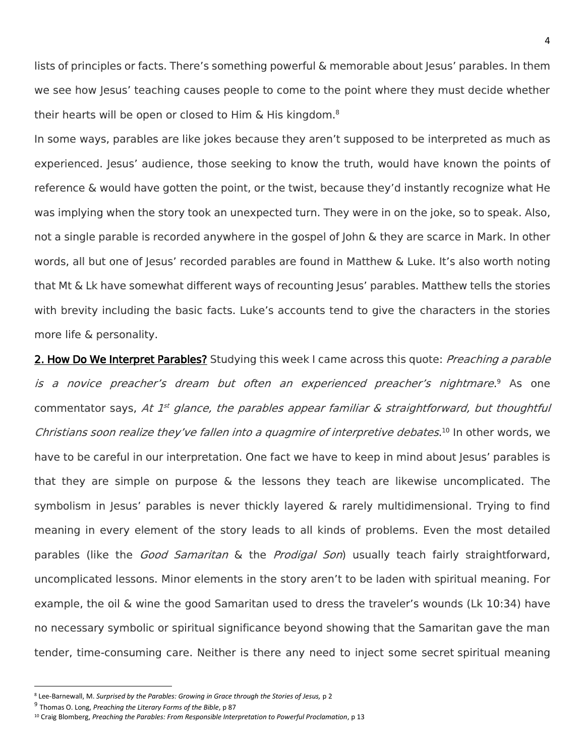lists of principles or facts. There's something powerful & memorable about Jesus' parables. In them we see how Jesus' teaching causes people to come to the point where they must decide whether their hearts will be open or closed to Him & His kingdom.[8]

In some ways, parables are like jokes because they aren't supposed to be interpreted as much as experienced. Jesus' audience, those seeking to know the truth, would have known the points of reference & would have gotten the point, or the twist, because they'd instantly recognize what He was implying when the story took an unexpected turn. They were in on the joke, so to speak. Also, not a single parable is recorded anywhere in the gospel of John & they are scarce in Mark. In other words, all but one of Jesus' recorded parables are found in Matthew & Luke. It's also worth noting that Mt & Lk have somewhat different ways of recounting Jesus' parables. Matthew tells the stories with brevity including the basic facts. Luke's accounts tend to give the characters in the stories more life & personality.

**2. How Do We Interpret Parables?** Studying this week I came across this quote: *Preaching a parable is a novice preacher's dream but often an experienced preacher's nightmare*.[9] As one commentator says, *At 1st glance, the parables appear familiar & straightforward, but thoughtful Christians soon realize they've fallen into a quagmire of interpretive debates*.[10] In other words, we have to be careful in our interpretation. One fact we have to keep in mind about Jesus' parables is that they are simple on purpose & the lessons they teach are likewise uncomplicated. The symbolism in Jesus' parables is never thickly layered & rarely multidimensional. Trying to find meaning in every element of the story leads to all kinds of problems. Even the most detailed parables (like the *Good Samaritan* & the *Prodigal Son*) usually teach fairly straightforward, uncomplicated lessons. Minor elements in the story aren't to be laden with spiritual meaning. For example, the oil & wine the good Samaritan used to dress the traveler's wounds (Lk 10:34) have no necessary symbolic or spiritual significance beyond showing that the Samaritan gave the man tender, time-consuming care. Neither is there any need to inject some secret spiritual meaning

---

[8] Lee-Barnewall, M. *Surprised by the Parables: Growing in Grace through the Stories of Jesus,* p 2

[9] Thomas O. Long, *Preaching the Literary Forms of the Bible*, p 87

[10] Craig Blomberg, *Preaching the Parables: From Responsible Interpretation to Powerful Proclamation*, p 13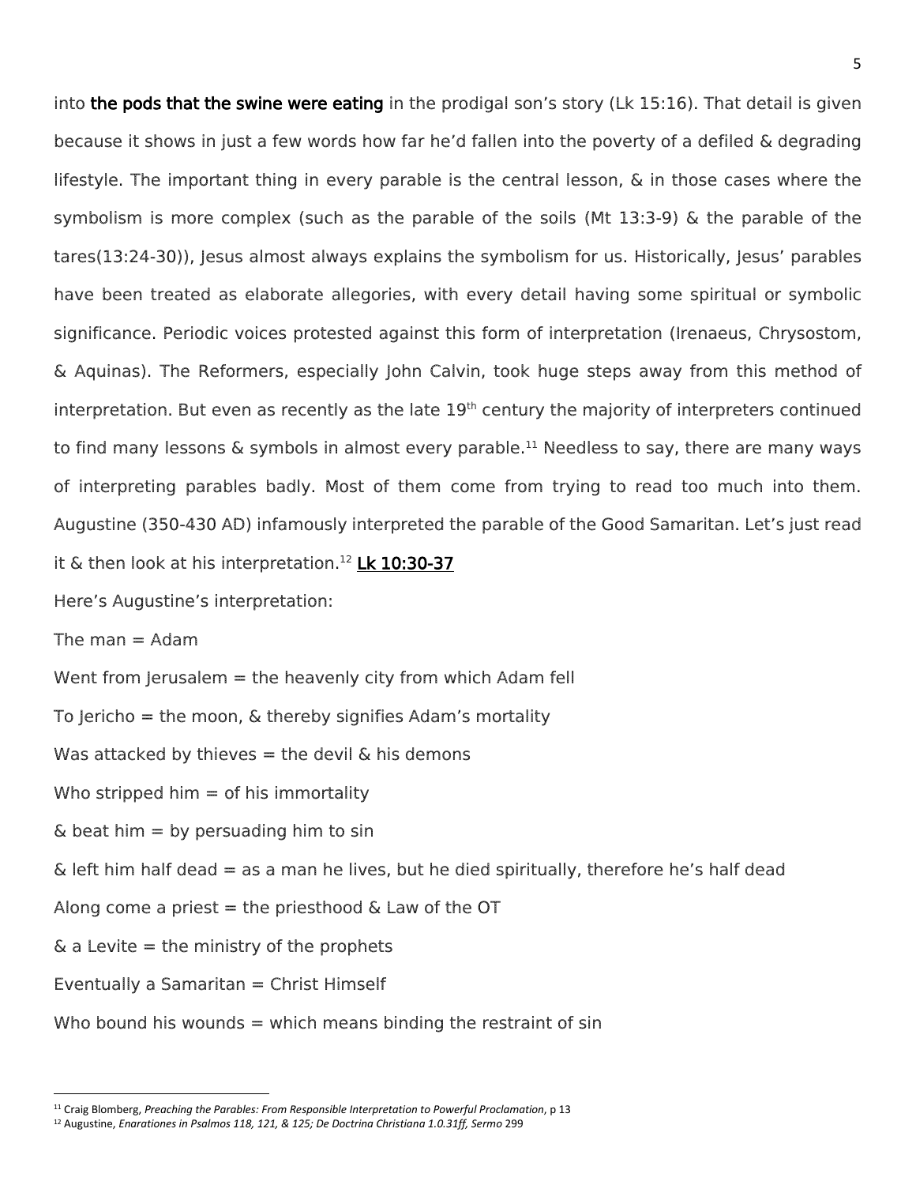into **the pods that the swine were eating** in the prodigal son's story (Lk 15:16). That detail is given because it shows in just a few words how far he'd fallen into the poverty of a defiled & degrading lifestyle. The important thing in every parable is the central lesson, & in those cases where the symbolism is more complex (such as the parable of the soils (Mt 13:3-9) & the parable of the tares(13:24-30)), Jesus almost always explains the symbolism for us. Historically, Jesus' parables have been treated as elaborate allegories, with every detail having some spiritual or symbolic significance. Periodic voices protested against this form of interpretation (Irenaeus, Chrysostom, & Aquinas). The Reformers, especially John Calvin, took huge steps away from this method of interpretation. But even as recently as the late 19th century the majority of interpreters continued to find many lessons & symbols in almost every parable.[11] Needless to say, there are many ways of interpreting parables badly. Most of them come from trying to read too much into them. Augustine (350-430 AD) infamously interpreted the parable of the Good Samaritan. Let's just read it & then look at his interpretation.[12] **Lk 10:30-37**

Here's Augustine's interpretation:

The man = Adam

Went from Jerusalem = the heavenly city from which Adam fell

To Jericho = the moon, & thereby signifies Adam's mortality

Was attacked by thieves = the devil & his demons

Who stripped him = of his immortality

& beat him = by persuading him to sin

& left him half dead = as a man he lives, but he died spiritually, therefore he's half dead

Along come a priest = the priesthood & Law of the OT

& a Levite = the ministry of the prophets

Eventually a Samaritan = Christ Himself

Who bound his wounds = which means binding the restraint of sin

---

[11] Craig Blomberg, *Preaching the Parables: From Responsible Interpretation to Powerful Proclamation*, p 13

[12] Augustine, *Enarationes in Psalmos 118, 121, & 125; De Doctrina Christiana 1.0.31ff, Sermo* 299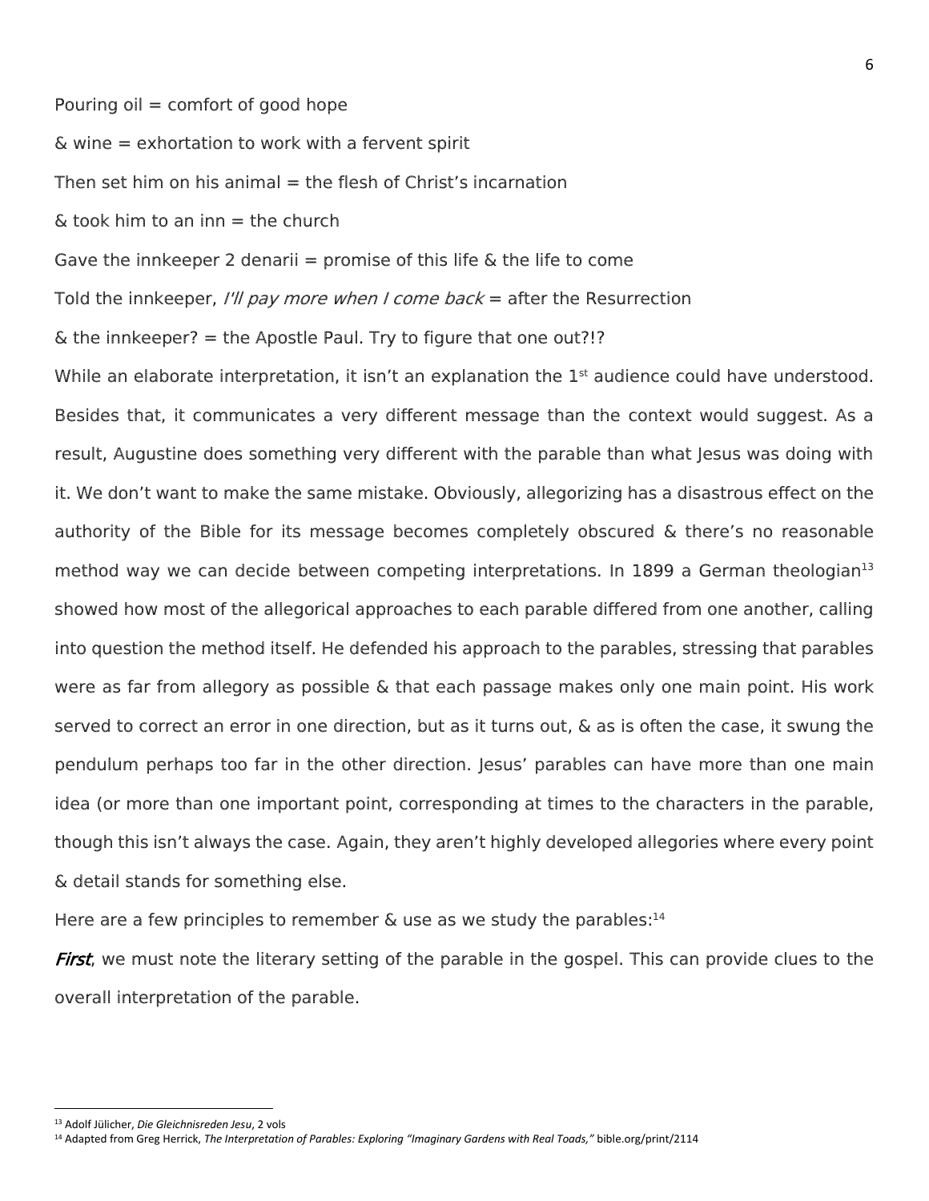Pouring oil = comfort of good hope

& wine = exhortation to work with a fervent spirit

Then set him on his animal = the flesh of Christ's incarnation

& took him to an inn = the church

Gave the innkeeper 2 denarii = promise of this life & the life to come

Told the innkeeper, *I'll pay more when I come back* = after the Resurrection

& the innkeeper? = the Apostle Paul. Try to figure that one out?!?

While an elaborate interpretation, it isn't an explanation the 1st audience could have understood. Besides that, it communicates a very different message than the context would suggest. As a result, Augustine does something very different with the parable than what Jesus was doing with it. We don't want to make the same mistake. Obviously, allegorizing has a disastrous effect on the authority of the Bible for its message becomes completely obscured & there's no reasonable method way we can decide between competing interpretations. In 1899 a German theologian[13] showed how most of the allegorical approaches to each parable differed from one another, calling into question the method itself. He defended his approach to the parables, stressing that parables were as far from allegory as possible & that each passage makes only one main point. His work served to correct an error in one direction, but as it turns out, & as is often the case, it swung the pendulum perhaps too far in the other direction. Jesus' parables can have more than one main idea (or more than one important point, corresponding at times to the characters in the parable, though this isn't always the case. Again, they aren't highly developed allegories where every point & detail stands for something else.

Here are a few principles to remember & use as we study the parables:[14]

***First***, we must note the literary setting of the parable in the gospel. This can provide clues to the overall interpretation of the parable.

---

[13] Adolf Jülicher, *Die Gleichnisreden Jesu*, 2 vols

[14] Adapted from Greg Herrick, *The Interpretation of Parables: Exploring "Imaginary Gardens with Real Toads,"* bible.org/print/2114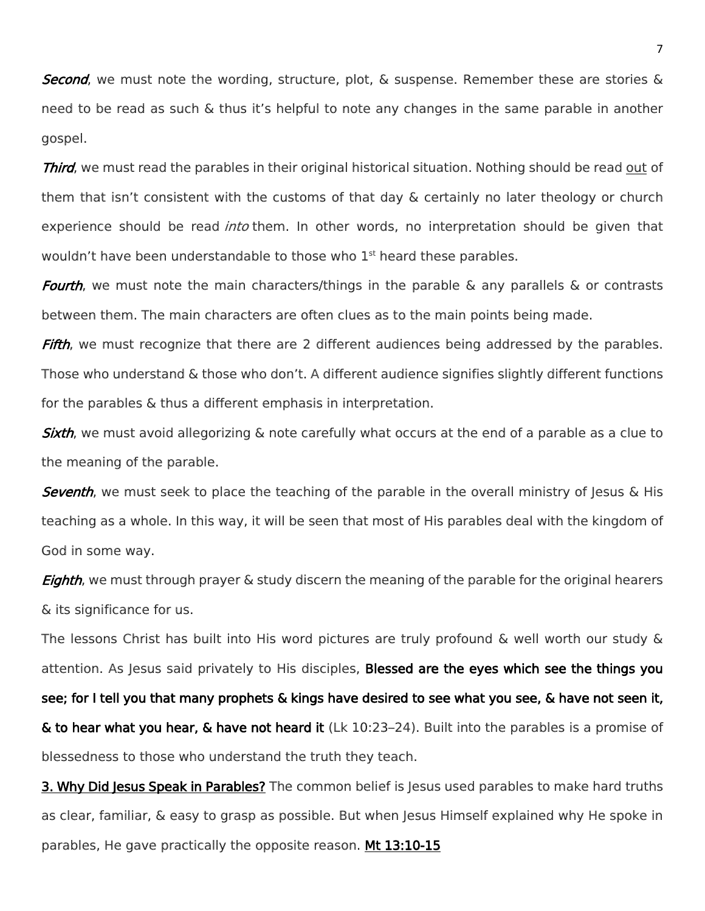***Second***, we must note the wording, structure, plot, & suspense. Remember these are stories & need to be read as such & thus it's helpful to note any changes in the same parable in another gospel.

***Third***, we must read the parables in their original historical situation. Nothing should be read <u>out</u> of them that isn't consistent with the customs of that day & certainly no later theology or church experience should be read *into* them. In other words, no interpretation should be given that wouldn't have been understandable to those who 1st heard these parables.

***Fourth***, we must note the main characters/things in the parable & any parallels & or contrasts between them. The main characters are often clues as to the main points being made.

***Fifth***, we must recognize that there are 2 different audiences being addressed by the parables. Those who understand & those who don't. A different audience signifies slightly different functions for the parables & thus a different emphasis in interpretation.

***Sixth***, we must avoid allegorizing & note carefully what occurs at the end of a parable as a clue to the meaning of the parable.

***Seventh***, we must seek to place the teaching of the parable in the overall ministry of Jesus & His teaching as a whole. In this way, it will be seen that most of His parables deal with the kingdom of God in some way.

***Eighth***, we must through prayer & study discern the meaning of the parable for the original hearers & its significance for us.

The lessons Christ has built into His word pictures are truly profound & well worth our study & attention. As Jesus said privately to His disciples, **Blessed are the eyes which see the things you see; for I tell you that many prophets & kings have desired to see what you see, & have not seen it, & to hear what you hear, & have not heard it** (Lk 10:23–24). Built into the parables is a promise of blessedness to those who understand the truth they teach.

**<u>3. Why Did Jesus Speak in Parables?</u>** The common belief is Jesus used parables to make hard truths as clear, familiar, & easy to grasp as possible. But when Jesus Himself explained why He spoke in parables, He gave practically the opposite reason. **<u>Mt 13:10-15</u>**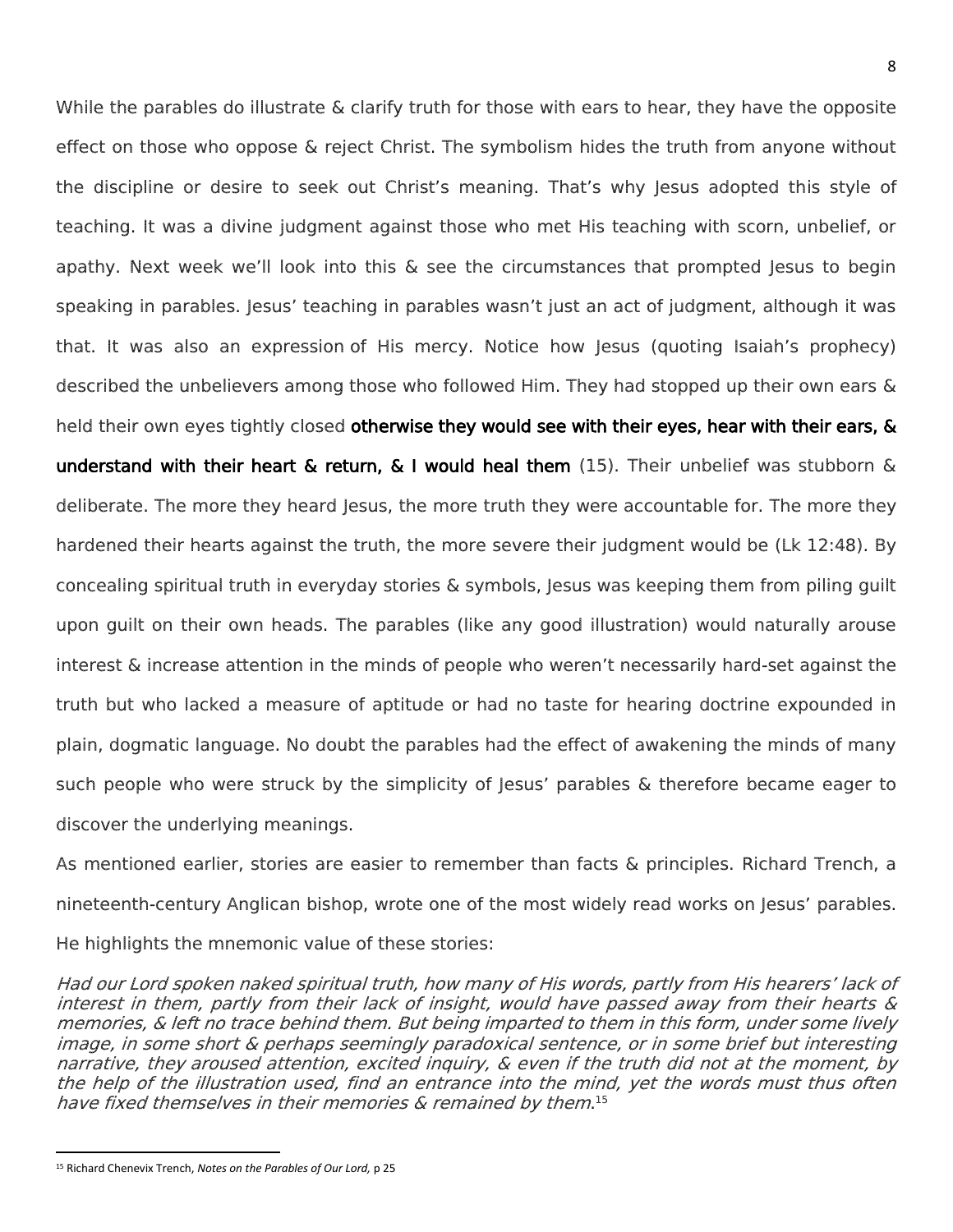While the parables do illustrate & clarify truth for those with ears to hear, they have the opposite effect on those who oppose & reject Christ. The symbolism hides the truth from anyone without the discipline or desire to seek out Christ's meaning. That's why Jesus adopted this style of teaching. It was a divine judgment against those who met His teaching with scorn, unbelief, or apathy. Next week we'll look into this & see the circumstances that prompted Jesus to begin speaking in parables. Jesus' teaching in parables wasn't just an act of judgment, although it was that. It was also an expression of His mercy. Notice how Jesus (quoting Isaiah's prophecy) described the unbelievers among those who followed Him. They had stopped up their own ears & held their own eyes tightly closed **otherwise they would see with their eyes, hear with their ears, & understand with their heart & return, & I would heal them** (15). Their unbelief was stubborn & deliberate. The more they heard Jesus, the more truth they were accountable for. The more they hardened their hearts against the truth, the more severe their judgment would be (Lk 12:48). By concealing spiritual truth in everyday stories & symbols, Jesus was keeping them from piling guilt upon guilt on their own heads. The parables (like any good illustration) would naturally arouse interest & increase attention in the minds of people who weren't necessarily hard-set against the truth but who lacked a measure of aptitude or had no taste for hearing doctrine expounded in plain, dogmatic language. No doubt the parables had the effect of awakening the minds of many such people who were struck by the simplicity of Jesus' parables & therefore became eager to discover the underlying meanings.

As mentioned earlier, stories are easier to remember than facts & principles. Richard Trench, a nineteenth-century Anglican bishop, wrote one of the most widely read works on Jesus' parables. He highlights the mnemonic value of these stories:

*Had our Lord spoken naked spiritual truth, how many of His words, partly from His hearers' lack of interest in them, partly from their lack of insight, would have passed away from their hearts & memories, & left no trace behind them. But being imparted to them in this form, under some lively image, in some short & perhaps seemingly paradoxical sentence, or in some brief but interesting narrative, they aroused attention, excited inquiry, & even if the truth did not at the moment, by the help of the illustration used, find an entrance into the mind, yet the words must thus often have fixed themselves in their memories & remained by them.*[15]

---

[15] Richard Chenevix Trench, *Notes on the Parables of Our Lord,* p 25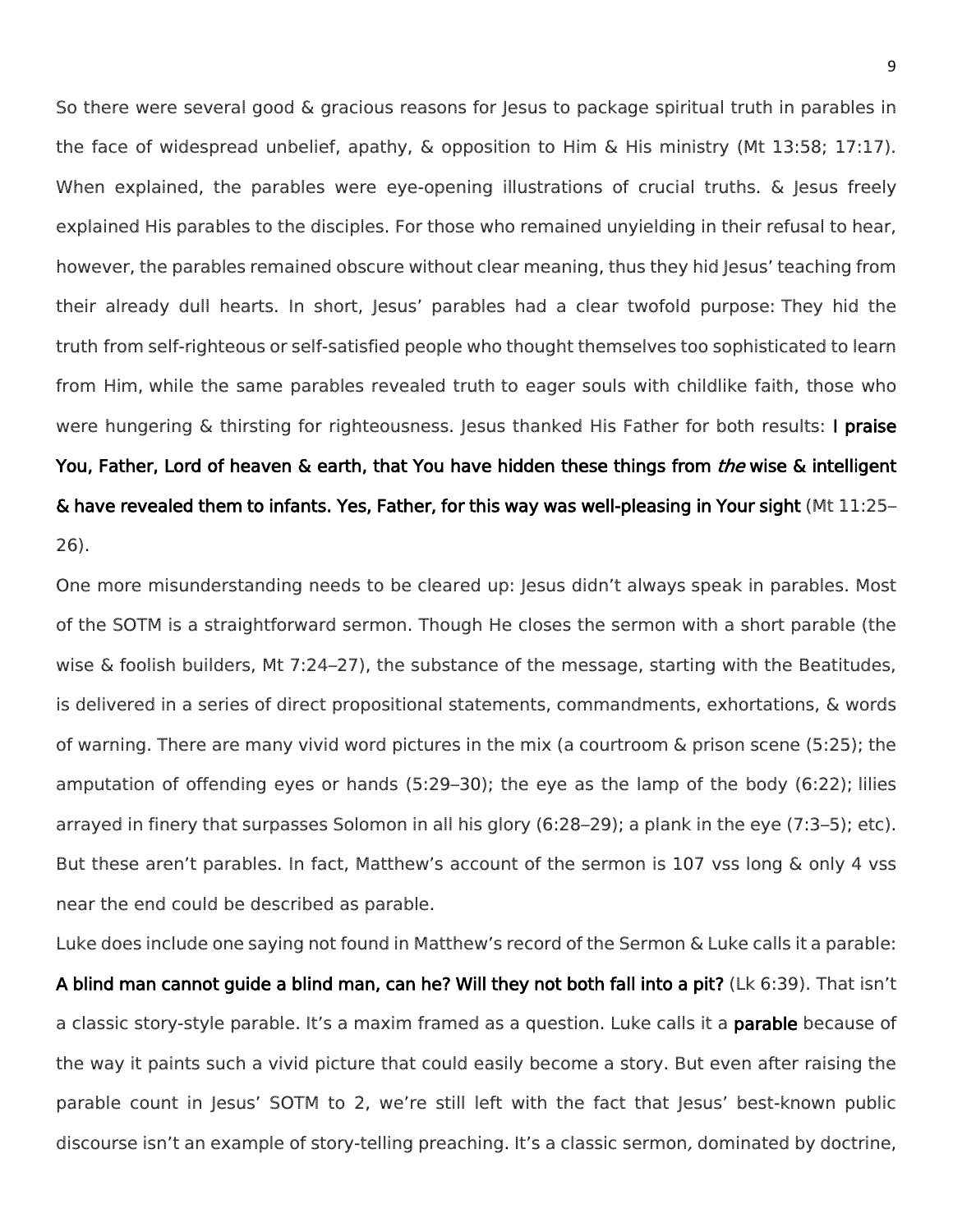So there were several good & gracious reasons for Jesus to package spiritual truth in parables in the face of widespread unbelief, apathy, & opposition to Him & His ministry (Mt 13:58; 17:17). When explained, the parables were eye-opening illustrations of crucial truths. & Jesus freely explained His parables to the disciples. For those who remained unyielding in their refusal to hear, however, the parables remained obscure without clear meaning, thus they hid Jesus' teaching from their already dull hearts. In short, Jesus' parables had a clear twofold purpose: They hid the truth from self-righteous or self-satisfied people who thought themselves too sophisticated to learn from Him, while the same parables revealed truth to eager souls with childlike faith, those who were hungering & thirsting for righteousness. Jesus thanked His Father for both results: **I praise You, Father, Lord of heaven & earth, that You have hidden these things from *the* wise & intelligent & have revealed them to infants. Yes, Father, for this way was well-pleasing in Your sight** (Mt 11:25–26).

One more misunderstanding needs to be cleared up: Jesus didn't always speak in parables. Most of the SOTM is a straightforward sermon. Though He closes the sermon with a short parable (the wise & foolish builders, Mt 7:24–27), the substance of the message, starting with the Beatitudes, is delivered in a series of direct propositional statements, commandments, exhortations, & words of warning. There are many vivid word pictures in the mix (a courtroom & prison scene (5:25); the amputation of offending eyes or hands (5:29–30); the eye as the lamp of the body (6:22); lilies arrayed in finery that surpasses Solomon in all his glory (6:28–29); a plank in the eye (7:3–5); etc). But these aren't parables. In fact, Matthew's account of the sermon is 107 vss long & only 4 vss near the end could be described as parable.

Luke does include one saying not found in Matthew's record of the Sermon & Luke calls it a parable: **A blind man cannot guide a blind man, can he? Will they not both fall into a pit?** (Lk 6:39). That isn't a classic story-style parable. It's a maxim framed as a question. Luke calls it a **parable** because of the way it paints such a vivid picture that could easily become a story. But even after raising the parable count in Jesus' SOTM to 2, we're still left with the fact that Jesus' best-known public discourse isn't an example of story-telling preaching. It's a classic sermon, dominated by doctrine,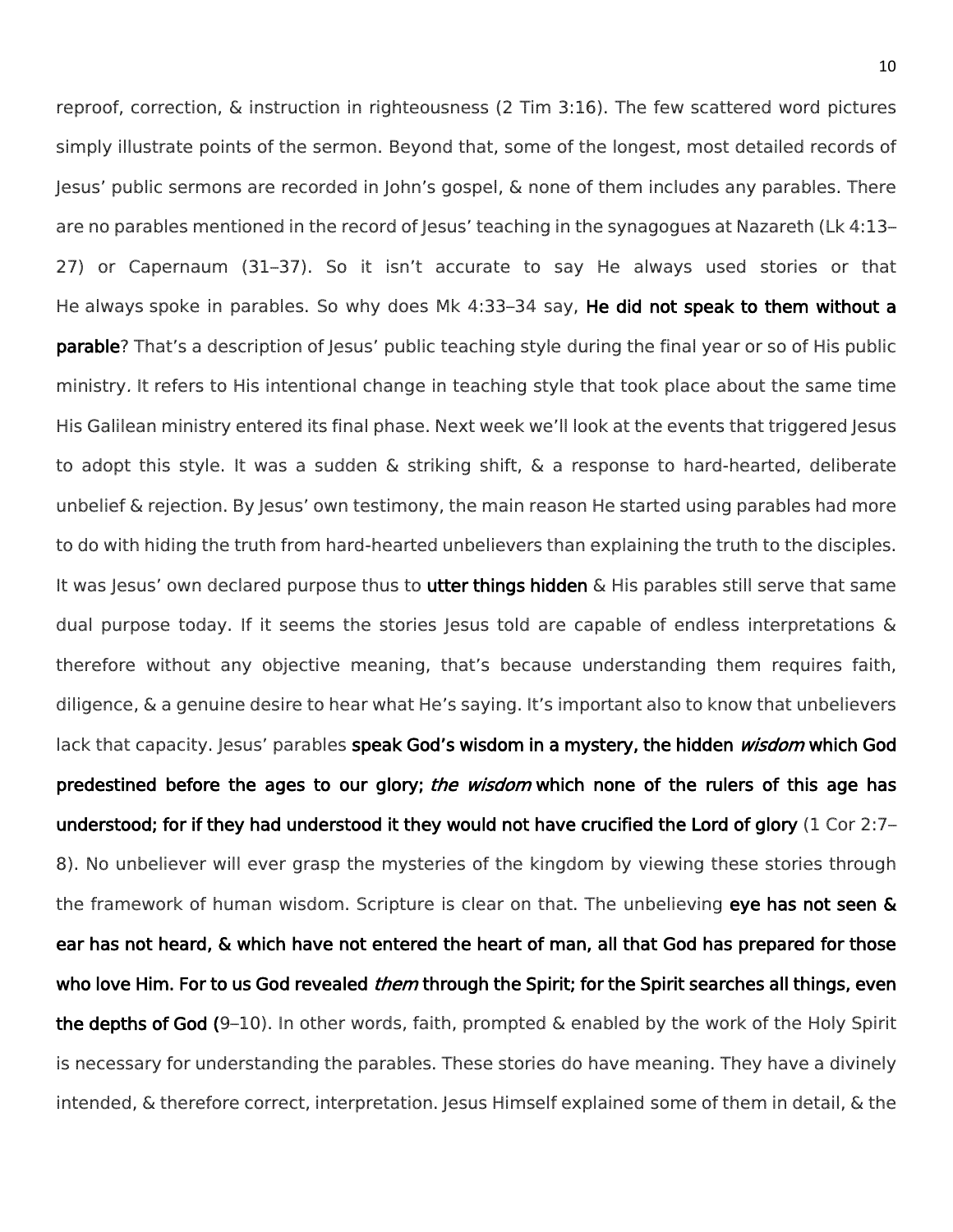reproof, correction, & instruction in righteousness (2 Tim 3:16). The few scattered word pictures simply illustrate points of the sermon. Beyond that, some of the longest, most detailed records of Jesus' public sermons are recorded in John's gospel, & none of them includes any parables. There are no parables mentioned in the record of Jesus' teaching in the synagogues at Nazareth (Lk 4:13–27) or Capernaum (31–37). So it isn't accurate to say He always used stories or that He always spoke in parables. So why does Mk 4:33–34 say, **He did not speak to them without a parable**? That's a description of Jesus' public teaching style during the final year or so of His public ministry. It refers to His intentional change in teaching style that took place about the same time His Galilean ministry entered its final phase. Next week we'll look at the events that triggered Jesus to adopt this style. It was a sudden & striking shift, & a response to hard-hearted, deliberate unbelief & rejection. By Jesus' own testimony, the main reason He started using parables had more to do with hiding the truth from hard-hearted unbelievers than explaining the truth to the disciples. It was Jesus' own declared purpose thus to **utter things hidden** & His parables still serve that same dual purpose today. If it seems the stories Jesus told are capable of endless interpretations & therefore without any objective meaning, that's because understanding them requires faith, diligence, & a genuine desire to hear what He's saying. It's important also to know that unbelievers lack that capacity. Jesus' parables **speak God's wisdom in a mystery, the hidden *wisdom* which God predestined before the ages to our glory; *the wisdom* which none of the rulers of this age has understood; for if they had understood it they would not have crucified the Lord of glory** (1 Cor 2:7–8). No unbeliever will ever grasp the mysteries of the kingdom by viewing these stories through the framework of human wisdom. Scripture is clear on that. The unbelieving **eye has not seen & ear has not heard, & which have not entered the heart of man, all that God has prepared for those who love Him. For to us God revealed *them* through the Spirit; for the Spirit searches all things, even the depths of God (**9–10). In other words, faith, prompted & enabled by the work of the Holy Spirit is necessary for understanding the parables. These stories do have meaning. They have a divinely intended, & therefore correct, interpretation. Jesus Himself explained some of them in detail, & the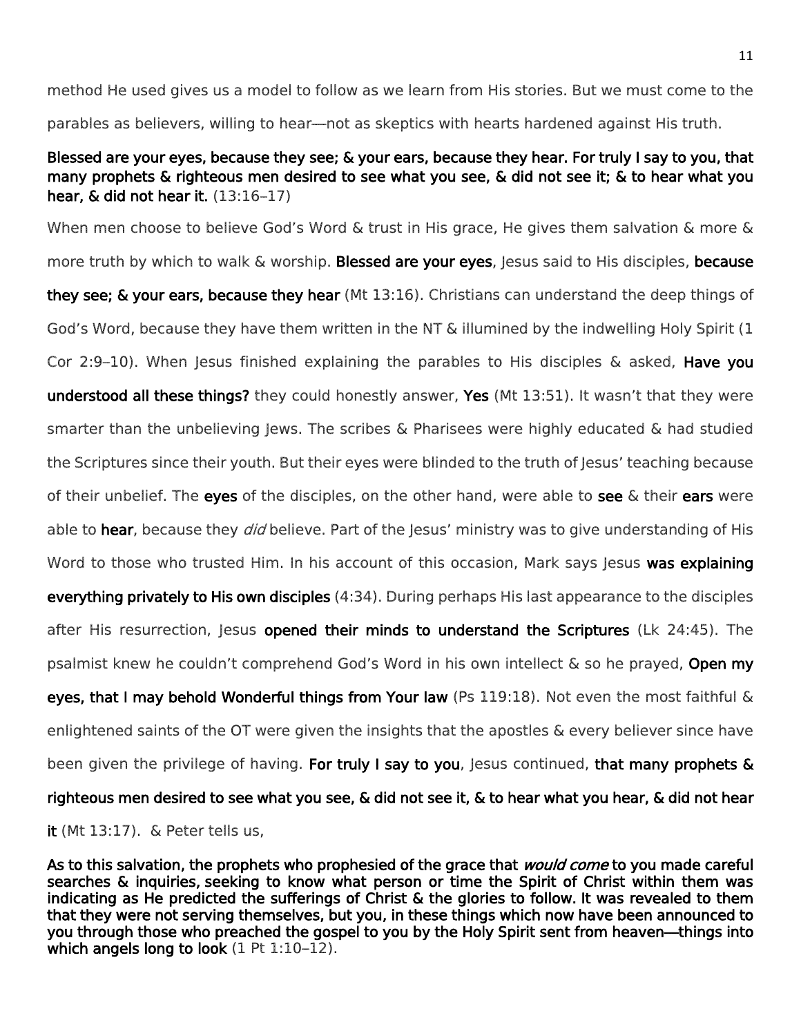method He used gives us a model to follow as we learn from His stories. But we must come to the parables as believers, willing to hear—not as skeptics with hearts hardened against His truth.

**Blessed are your eyes, because they see; & your ears, because they hear. For truly I say to you, that many prophets & righteous men desired to see what you see, & did not see it; & to hear what you hear, & did not hear it.** (13:16–17)

When men choose to believe God's Word & trust in His grace, He gives them salvation & more & more truth by which to walk & worship. **Blessed are your eyes**, Jesus said to His disciples, **because they see; & your ears, because they hear** (Mt 13:16). Christians can understand the deep things of God's Word, because they have them written in the NT & illumined by the indwelling Holy Spirit (1 Cor 2:9–10). When Jesus finished explaining the parables to His disciples & asked, **Have you understood all these things?** they could honestly answer, **Yes** (Mt 13:51). It wasn't that they were smarter than the unbelieving Jews. The scribes & Pharisees were highly educated & had studied the Scriptures since their youth. But their eyes were blinded to the truth of Jesus' teaching because of their unbelief. The **eyes** of the disciples, on the other hand, were able to **see** & their **ears** were able to **hear**, because they *did* believe. Part of the Jesus' ministry was to give understanding of His Word to those who trusted Him. In his account of this occasion, Mark says Jesus **was explaining everything privately to His own disciples** (4:34). During perhaps His last appearance to the disciples after His resurrection, Jesus **opened their minds to understand the Scriptures** (Lk 24:45). The psalmist knew he couldn't comprehend God's Word in his own intellect & so he prayed, **Open my eyes, that I may behold Wonderful things from Your law** (Ps 119:18). Not even the most faithful & enlightened saints of the OT were given the insights that the apostles & every believer since have been given the privilege of having. **For truly I say to you**, Jesus continued, **that many prophets & righteous men desired to see what you see, & did not see it, & to hear what you hear, & did not hear it** (Mt 13:17). & Peter tells us,

**As to this salvation, the prophets who prophesied of the grace that *would come* to you made careful searches & inquiries, seeking to know what person or time the Spirit of Christ within them was indicating as He predicted the sufferings of Christ & the glories to follow. It was revealed to them that they were not serving themselves, but you, in these things which now have been announced to you through those who preached the gospel to you by the Holy Spirit sent from heaven—things into which angels long to look** (1 Pt 1:10–12).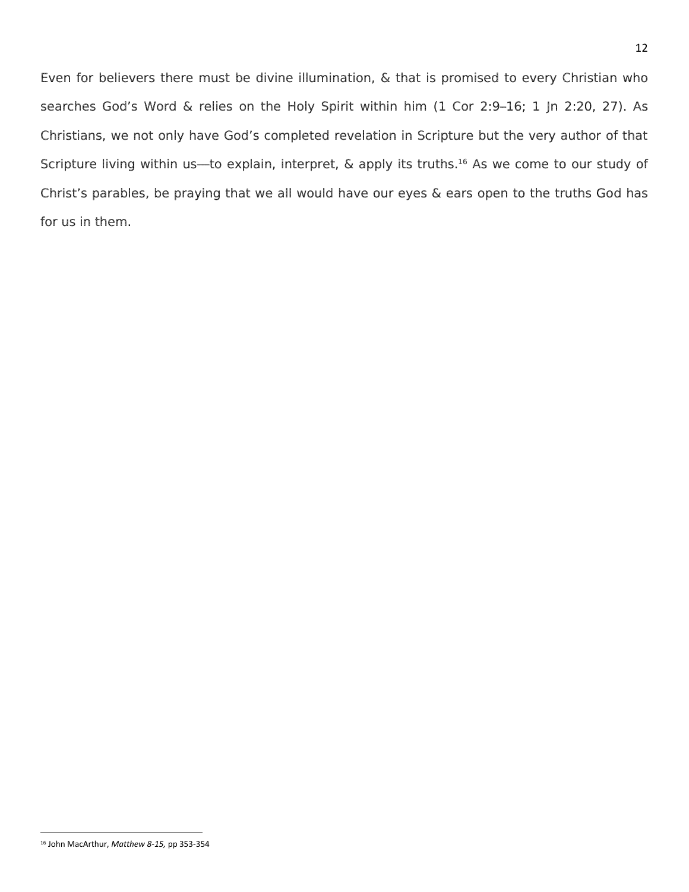Even for believers there must be divine illumination, & that is promised to every Christian who searches God's Word & relies on the Holy Spirit within him (1 Cor 2:9–16; 1 Jn 2:20, 27). As Christians, we not only have God's completed revelation in Scripture but the very author of that Scripture living within us—to explain, interpret, & apply its truths.[16] As we come to our study of Christ's parables, be praying that we all would have our eyes & ears open to the truths God has for us in them.

---

[16] John MacArthur, *Matthew 8-15,* pp 353-354